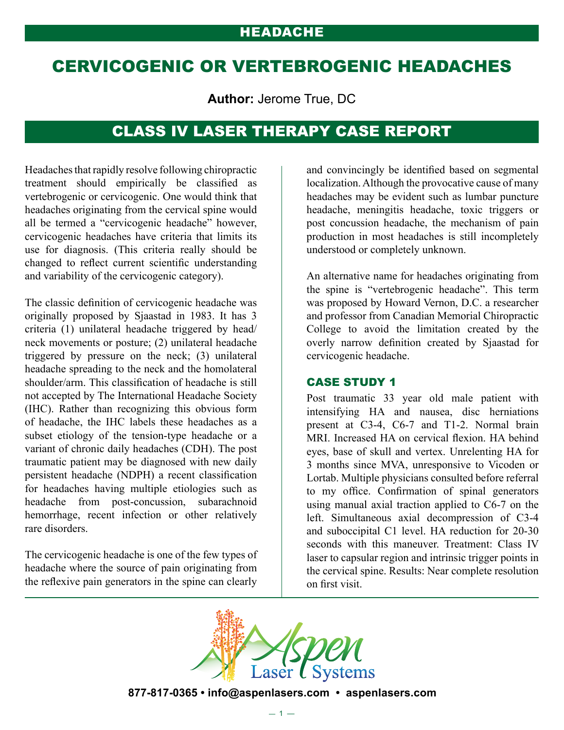HEADACHE

# CERVICOGENIC OR VERTEBROGENIC HEADACHES

**Author:** Jerome True, DC

## CLASS IV LASER THERAPY CASE REPORT

Headaches that rapidly resolve following chiropractic treatment should empirically be classified as vertebrogenic or cervicogenic. One would think that headaches originating from the cervical spine would all be termed a "cervicogenic headache" however, cervicogenic headaches have criteria that limits its use for diagnosis. (This criteria really should be changed to reflect current scientific understanding and variability of the cervicogenic category).

The classic definition of cervicogenic headache was originally proposed by Sjaastad in 1983. It has 3 criteria (1) unilateral headache triggered by head/neck movements or posture; (2) unilateral headache triggered by pressure on the neck; (3) unilateral headache spreading to the neck and the homolateral shoulder/arm. This classification of headache is still not accepted by The International Headache Society (IHC). Rather than recognizing this obvious form of headache, the IHC labels these headaches as a subset etiology of the tension-type headache or a variant of chronic daily headaches (CDH). The post traumatic patient may be diagnosed with new daily persistent headache (NDPH) a recent classification for headaches having multiple etiologies such as headache from post-concussion, subarachnoid hemorrhage, recent infection or other relatively rare disorders.

The cervicogenic headache is one of the few types of headache where the source of pain originating from the reflexive pain generators in the spine can clearly and convincingly be identified based on segmental localization. Although the provocative cause of many headaches may be evident such as lumbar puncture headache, meningitis headache, toxic triggers or post concussion headache, the mechanism of pain production in most headaches is still incompletely understood or completely unknown.

An alternative name for headaches originating from the spine is "vertebrogenic headache". This term was proposed by Howard Vernon, D.C. a researcher and professor from Canadian Memorial Chiropractic College to avoid the limitation created by the overly narrow definition created by Sjaastad for cervicogenic headache.

### CASE STUDY 1

Post traumatic 33 year old male patient with intensifying HA and nausea, disc herniations present at C3-4, C6-7 and T1-2. Normal brain MRI. Increased HA on cervical flexion. HA behind eyes, base of skull and vertex. Unrelenting HA for 3 months since MVA, unresponsive to Vicoden or Lortab. Multiple physicians consulted before referral to my office. Confirmation of spinal generators using manual axial traction applied to C6-7 on the left. Simultaneous axial decompression of C3-4 and suboccipital C1 level. HA reduction for 20-30 seconds with this maneuver. Treatment: Class IV laser to capsular region and intrinsic trigger points in the cervical spine. Results: Near complete resolution on first visit.

Aspen Laser Systems

877-817-0365 • info@aspenlasers.com • aspenlasers.com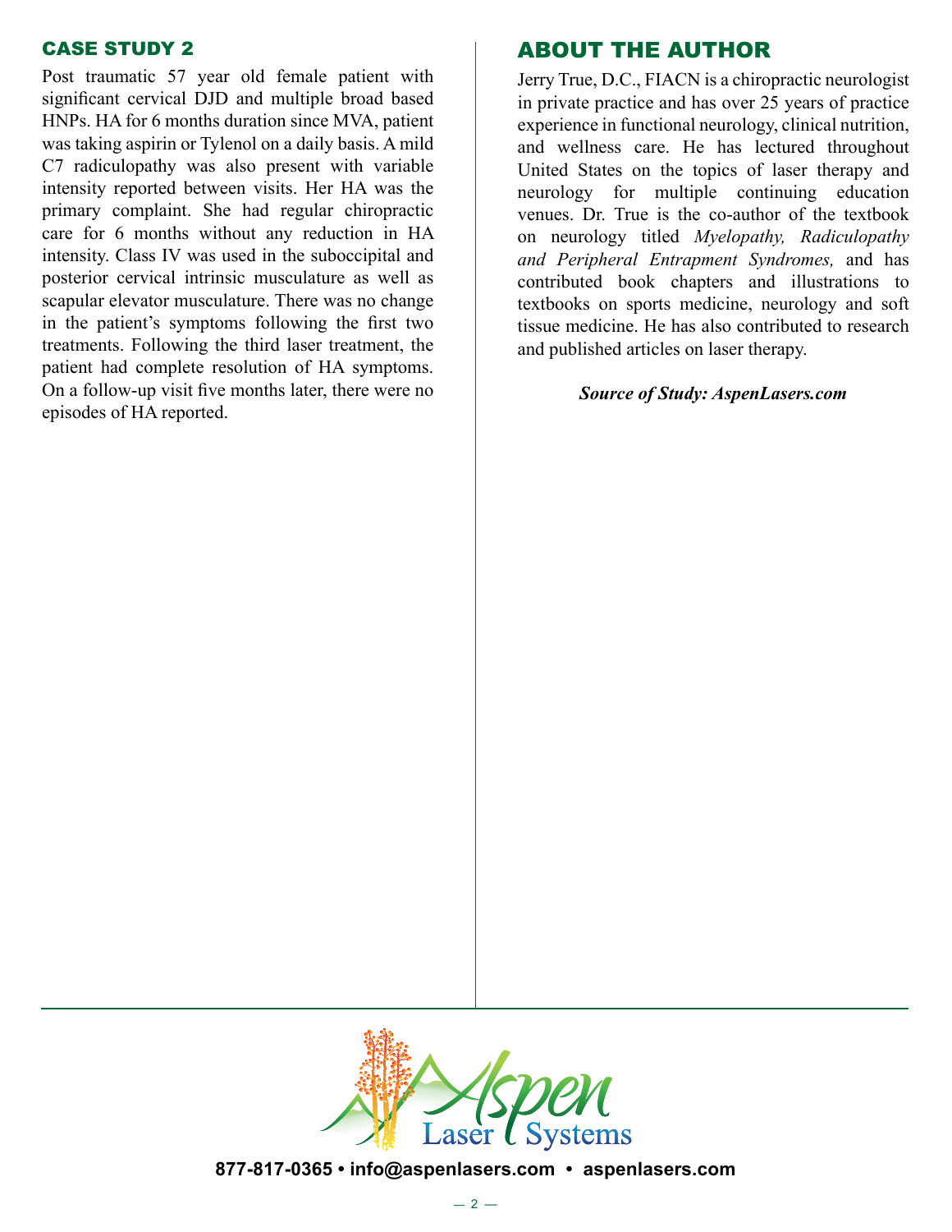## CASE STUDY 2

Post traumatic 57 year old female patient with significant cervical DJD and multiple broad based HNPs. HA for 6 months duration since MVA, patient was taking aspirin or Tylenol on a daily basis. A mild C7 radiculopathy was also present with variable intensity reported between visits. Her HA was the primary complaint. She had regular chiropractic care for 6 months without any reduction in HA intensity. Class IV was used in the suboccipital and posterior cervical intrinsic musculature as well as scapular elevator musculature. There was no change in the patient's symptoms following the first two treatments. Following the third laser treatment, the patient had complete resolution of HA symptoms. On a follow-up visit five months later, there were no episodes of HA reported.

## ABOUT THE AUTHOR

Jerry True, D.C., FIACN is a chiropractic neurologist in private practice and has over 25 years of practice experience in functional neurology, clinical nutrition, and wellness care. He has lectured throughout United States on the topics of laser therapy and neurology for multiple continuing education venues. Dr. True is the co-author of the textbook on neurology titled *Myelopathy, Radiculopathy and Peripheral Entrapment Syndromes,* and has contributed book chapters and illustrations to textbooks on sports medicine, neurology and soft tissue medicine. He has also contributed to research and published articles on laser therapy.

***Source of Study: AspenLasers.com***

Aspen Laser Systems

**877-817-0365 • info@aspenlasers.com • aspenlasers.com**